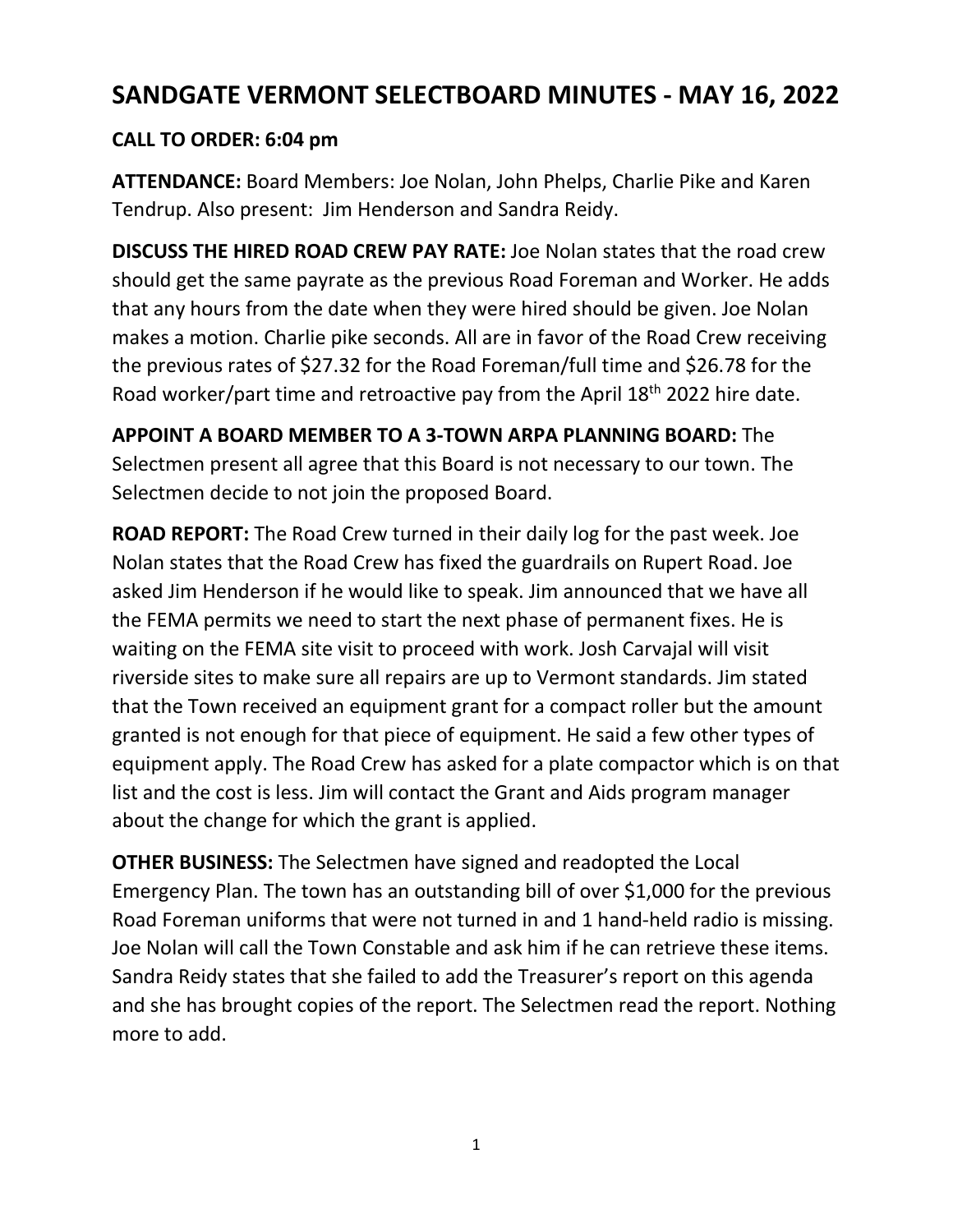# SANDGATE VERMONT SELECTBOARD MINUTES - MAY 16, 2022

**CALL TO ORDER: 6:04 pm**

**ATTENDANCE:** Board Members: Joe Nolan, John Phelps, Charlie Pike and Karen Tendrup. Also present: Jim Henderson and Sandra Reidy.

**DISCUSS THE HIRED ROAD CREW PAY RATE:** Joe Nolan states that the road crew should get the same payrate as the previous Road Foreman and Worker. He adds that any hours from the date when they were hired should be given. Joe Nolan makes a motion. Charlie pike seconds. All are in favor of the Road Crew receiving the previous rates of $27.32 for the Road Foreman/full time and $26.78 for the Road worker/part time and retroactive pay from the April 18th 2022 hire date.

**APPOINT A BOARD MEMBER TO A 3-TOWN ARPA PLANNING BOARD:** The Selectmen present all agree that this Board is not necessary to our town. The Selectmen decide to not join the proposed Board.

**ROAD REPORT:** The Road Crew turned in their daily log for the past week. Joe Nolan states that the Road Crew has fixed the guardrails on Rupert Road. Joe asked Jim Henderson if he would like to speak. Jim announced that we have all the FEMA permits we need to start the next phase of permanent fixes. He is waiting on the FEMA site visit to proceed with work. Josh Carvajal will visit riverside sites to make sure all repairs are up to Vermont standards. Jim stated that the Town received an equipment grant for a compact roller but the amount granted is not enough for that piece of equipment. He said a few other types of equipment apply. The Road Crew has asked for a plate compactor which is on that list and the cost is less. Jim will contact the Grant and Aids program manager about the change for which the grant is applied.

**OTHER BUSINESS:** The Selectmen have signed and readopted the Local Emergency Plan. The town has an outstanding bill of over $1,000 for the previous Road Foreman uniforms that were not turned in and 1 hand-held radio is missing. Joe Nolan will call the Town Constable and ask him if he can retrieve these items. Sandra Reidy states that she failed to add the Treasurer's report on this agenda and she has brought copies of the report. The Selectmen read the report. Nothing more to add.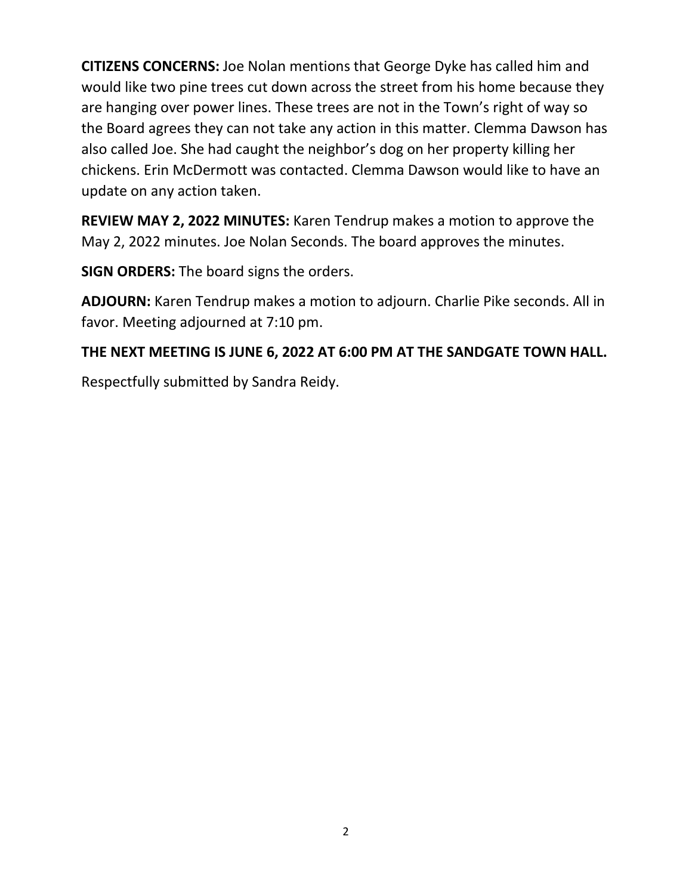**CITIZENS CONCERNS:** Joe Nolan mentions that George Dyke has called him and would like two pine trees cut down across the street from his home because they are hanging over power lines. These trees are not in the Town's right of way so the Board agrees they can not take any action in this matter. Clemma Dawson has also called Joe. She had caught the neighbor's dog on her property killing her chickens. Erin McDermott was contacted. Clemma Dawson would like to have an update on any action taken.

**REVIEW MAY 2, 2022 MINUTES:** Karen Tendrup makes a motion to approve the May 2, 2022 minutes. Joe Nolan Seconds. The board approves the minutes.

**SIGN ORDERS:** The board signs the orders.

**ADJOURN:** Karen Tendrup makes a motion to adjourn. Charlie Pike seconds. All in favor. Meeting adjourned at 7:10 pm.

**THE NEXT MEETING IS JUNE 6, 2022 AT 6:00 PM AT THE SANDGATE TOWN HALL.**

Respectfully submitted by Sandra Reidy.